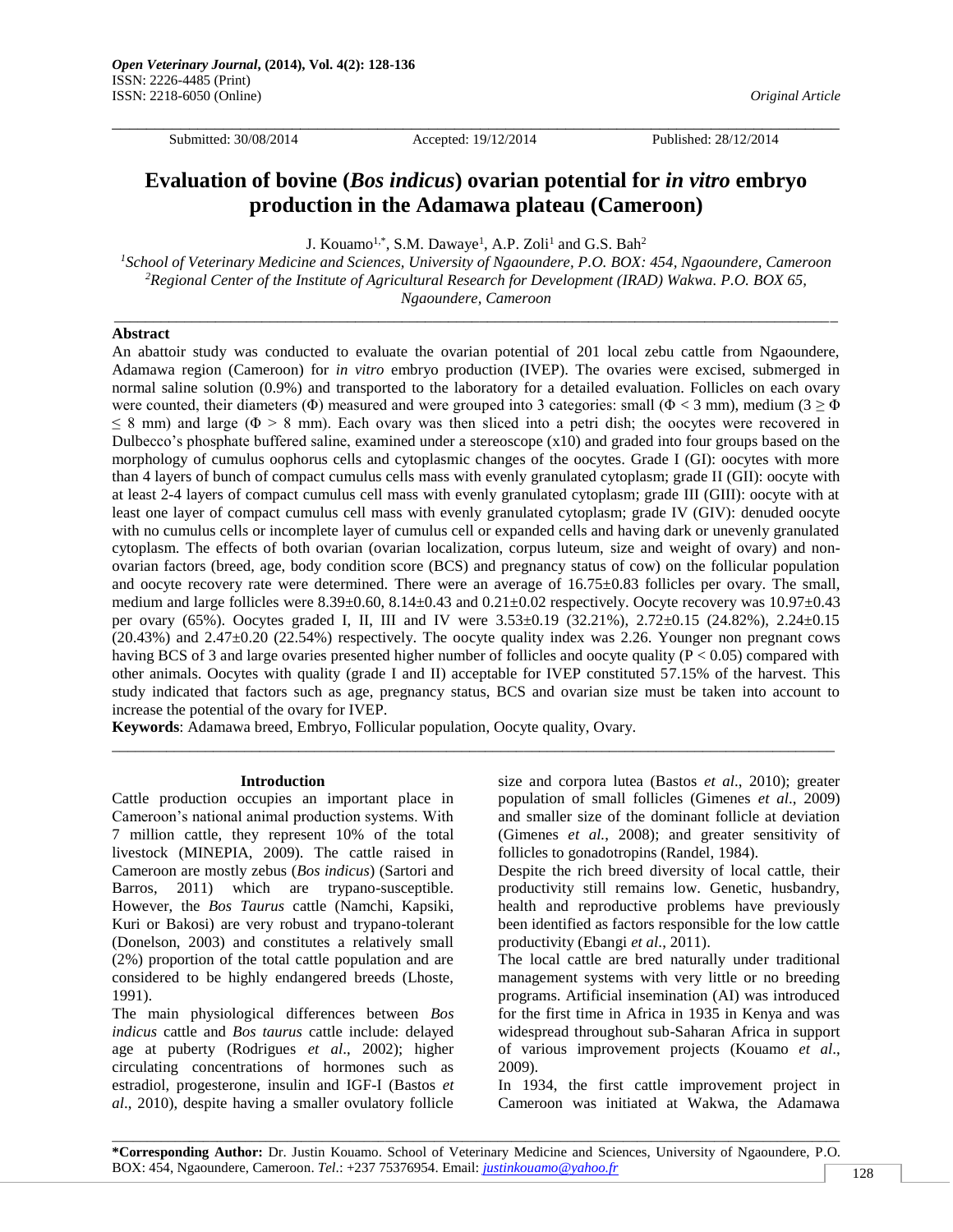*Original Article*

Submitted: 30/08/2014 Accepted: 19/12/2014 Published: 28/12/2014

# Evaluation of bovine (*Bos indicus*) ovarian potential for *in vitro* embryo production in the Adamawa plateau (Cameroon)

J. Kouamo[1,*], S.M. Dawaye[1], A.P. Zoli[1] and G.S. Bah[2]

[1]*School of Veterinary Medicine and Sciences, University of Ngaoundere, P.O. BOX: 454, Ngaoundere, Cameroon*
[2]*Regional Center of the Institute of Agricultural Research for Development (IRAD) Wakwa. P.O. BOX 65, Ngaoundere, Cameroon*

## Abstract

An abattoir study was conducted to evaluate the ovarian potential of 201 local zebu cattle from Ngaoundere, Adamawa region (Cameroon) for *in vitro* embryo production (IVEP). The ovaries were excised, submerged in normal saline solution (0.9%) and transported to the laboratory for a detailed evaluation. Follicles on each ovary were counted, their diameters (Φ) measured and were grouped into 3 categories: small (Φ < 3 mm), medium (3 ≥ Φ ≤ 8 mm) and large (Φ > 8 mm). Each ovary was then sliced into a petri dish; the oocytes were recovered in Dulbecco's phosphate buffered saline, examined under a stereoscope (x10) and graded into four groups based on the morphology of cumulus oophorus cells and cytoplasmic changes of the oocytes. Grade I (GI): oocytes with more than 4 layers of bunch of compact cumulus cells mass with evenly granulated cytoplasm; grade II (GII): oocyte with at least 2-4 layers of compact cumulus cell mass with evenly granulated cytoplasm; grade III (GIII): oocyte with at least one layer of compact cumulus cell mass with evenly granulated cytoplasm; grade IV (GIV): denuded oocyte with no cumulus cells or incomplete layer of cumulus cell or expanded cells and having dark or unevenly granulated cytoplasm. The effects of both ovarian (ovarian localization, corpus luteum, size and weight of ovary) and non-ovarian factors (breed, age, body condition score (BCS) and pregnancy status of cow) on the follicular population and oocyte recovery rate were determined. There were an average of 16.75±0.83 follicles per ovary. The small, medium and large follicles were 8.39±0.60, 8.14±0.43 and 0.21±0.02 respectively. Oocyte recovery was 10.97±0.43 per ovary (65%). Oocytes graded I, II, III and IV were 3.53±0.19 (32.21%), 2.72±0.15 (24.82%), 2.24±0.15 (20.43%) and 2.47±0.20 (22.54%) respectively. The oocyte quality index was 2.26. Younger non pregnant cows having BCS of 3 and large ovaries presented higher number of follicles and oocyte quality ($P < 0.05$) compared with other animals. Oocytes with quality (grade I and II) acceptable for IVEP constituted 57.15% of the harvest. This study indicated that factors such as age, pregnancy status, BCS and ovarian size must be taken into account to increase the potential of the ovary for IVEP.

**Keywords**: Adamawa breed, Embryo, Follicular population, Oocyte quality, Ovary.

## Introduction

Cattle production occupies an important place in Cameroon's national animal production systems. With 7 million cattle, they represent 10% of the total livestock (MINEPIA, 2009). The cattle raised in Cameroon are mostly zebus (*Bos indicus*) (Sartori and Barros, 2011) which are trypano-susceptible. However, the *Bos Taurus* cattle (Namchi, Kapsiki, Kuri or Bakosi) are very robust and trypano-tolerant (Donelson, 2003) and constitutes a relatively small (2%) proportion of the total cattle population and are considered to be highly endangered breeds (Lhoste, 1991).

The main physiological differences between *Bos indicus* cattle and *Bos taurus* cattle include: delayed age at puberty (Rodrigues *et al*., 2002); higher circulating concentrations of hormones such as estradiol, progesterone, insulin and IGF-I (Bastos *et al*., 2010), despite having a smaller ovulatory follicle size and corpora lutea (Bastos *et al*., 2010); greater population of small follicles (Gimenes *et al*., 2009) and smaller size of the dominant follicle at deviation (Gimenes *et al.*, 2008); and greater sensitivity of follicles to gonadotropins (Randel, 1984).

Despite the rich breed diversity of local cattle, their productivity still remains low. Genetic, husbandry, health and reproductive problems have previously been identified as factors responsible for the low cattle productivity (Ebangi *et al*., 2011).

The local cattle are bred naturally under traditional management systems with very little or no breeding programs. Artificial insemination (AI) was introduced for the first time in Africa in 1935 in Kenya and was widespread throughout sub-Saharan Africa in support of various improvement projects (Kouamo *et al*., 2009).

In 1934, the first cattle improvement project in Cameroon was initiated at Wakwa, the Adamawa

---

***Corresponding Author:** Dr. Justin Kouamo. School of Veterinary Medicine and Sciences, University of Ngaoundere, P.O. BOX: 454, Ngaoundere, Cameroon. *Tel*.: +237 75376954. Email: *justinkouamo@yahoo.fr*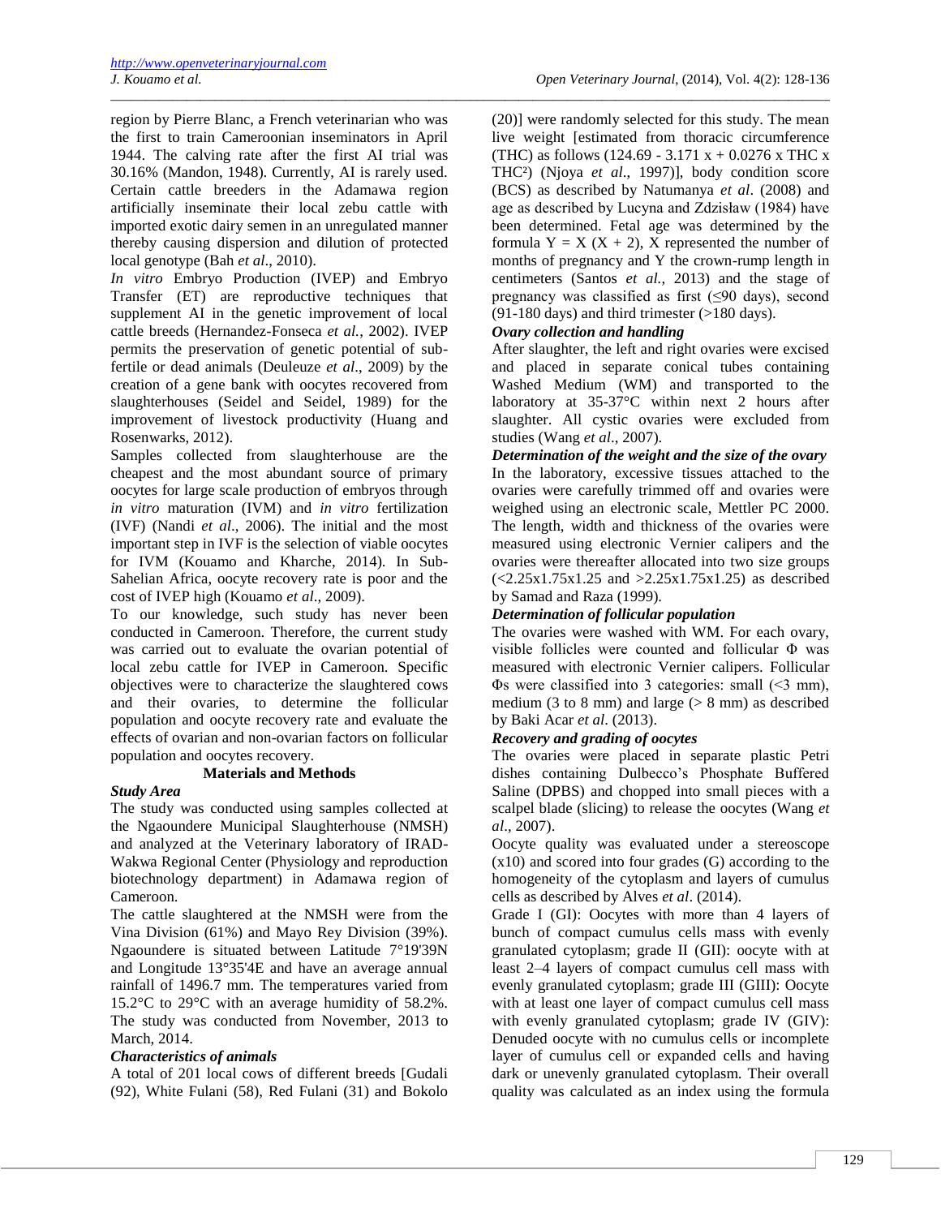region by Pierre Blanc, a French veterinarian who was the first to train Cameroonian inseminators in April 1944. The calving rate after the first AI trial was 30.16% (Mandon, 1948). Currently, AI is rarely used. Certain cattle breeders in the Adamawa region artificially inseminate their local zebu cattle with imported exotic dairy semen in an unregulated manner thereby causing dispersion and dilution of protected local genotype (Bah *et al*., 2010).

*In vitro* Embryo Production (IVEP) and Embryo Transfer (ET) are reproductive techniques that supplement AI in the genetic improvement of local cattle breeds (Hernandez-Fonseca *et al.*, 2002). IVEP permits the preservation of genetic potential of sub-fertile or dead animals (Deuleuze *et al*., 2009) by the creation of a gene bank with oocytes recovered from slaughterhouses (Seidel and Seidel, 1989) for the improvement of livestock productivity (Huang and Rosenwarks, 2012).

Samples collected from slaughterhouse are the cheapest and the most abundant source of primary oocytes for large scale production of embryos through *in vitro* maturation (IVM) and *in vitro* fertilization (IVF) (Nandi *et al*., 2006). The initial and the most important step in IVF is the selection of viable oocytes for IVM (Kouamo and Kharche, 2014). In Sub-Sahelian Africa, oocyte recovery rate is poor and the cost of IVEP high (Kouamo *et al*., 2009).

To our knowledge, such study has never been conducted in Cameroon. Therefore, the current study was carried out to evaluate the ovarian potential of local zebu cattle for IVEP in Cameroon. Specific objectives were to characterize the slaughtered cows and their ovaries, to determine the follicular population and oocyte recovery rate and evaluate the effects of ovarian and non-ovarian factors on follicular population and oocytes recovery.

## Materials and Methods

### *Study Area*

The study was conducted using samples collected at the Ngaoundere Municipal Slaughterhouse (NMSH) and analyzed at the Veterinary laboratory of IRAD-Wakwa Regional Center (Physiology and reproduction biotechnology department) in Adamawa region of Cameroon.

The cattle slaughtered at the NMSH were from the Vina Division (61%) and Mayo Rey Division (39%). Ngaoundere is situated between Latitude 7°19'39N and Longitude 13°35'4E and have an average annual rainfall of 1496.7 mm. The temperatures varied from 15.2°C to 29°C with an average humidity of 58.2%. The study was conducted from November, 2013 to March, 2014.

### *Characteristics of animals*

A total of 201 local cows of different breeds [Gudali (92), White Fulani (58), Red Fulani (31) and Bokolo (20)] were randomly selected for this study. The mean live weight [estimated from thoracic circumference (THC) as follows (124.69 - 3.171 x + 0.0276 x THC x THC²) (Njoya *et al*., 1997)], body condition score (BCS) as described by Natumanya *et al*. (2008) and age as described by Lucyna and Zdzisław (1984) have been determined. Fetal age was determined by the formula $Y = X (X + 2)$, X represented the number of months of pregnancy and Y the crown-rump length in centimeters (Santos *et al.*, 2013) and the stage of pregnancy was classified as first (≤90 days), second (91-180 days) and third trimester (>180 days).

### *Ovary collection and handling*

After slaughter, the left and right ovaries were excised and placed in separate conical tubes containing Washed Medium (WM) and transported to the laboratory at 35-37°C within next 2 hours after slaughter. All cystic ovaries were excluded from studies (Wang *et al*., 2007).

### *Determination of the weight and the size of the ovary*

In the laboratory, excessive tissues attached to the ovaries were carefully trimmed off and ovaries were weighed using an electronic scale, Mettler PC 2000. The length, width and thickness of the ovaries were measured using electronic Vernier calipers and the ovaries were thereafter allocated into two size groups (<2.25x1.75x1.25 and >2.25x1.75x1.25) as described by Samad and Raza (1999).

### *Determination of follicular population*

The ovaries were washed with WM. For each ovary, visible follicles were counted and follicular Φ was measured with electronic Vernier calipers. Follicular Φs were classified into 3 categories: small (<3 mm), medium (3 to 8 mm) and large (> 8 mm) as described by Baki Acar *et al*. (2013).

### *Recovery and grading of oocytes*

The ovaries were placed in separate plastic Petri dishes containing Dulbecco's Phosphate Buffered Saline (DPBS) and chopped into small pieces with a scalpel blade (slicing) to release the oocytes (Wang *et al*., 2007).

Oocyte quality was evaluated under a stereoscope (x10) and scored into four grades (G) according to the homogeneity of the cytoplasm and layers of cumulus cells as described by Alves *et al*. (2014).

Grade I (GI): Oocytes with more than 4 layers of bunch of compact cumulus cells mass with evenly granulated cytoplasm; grade II (GII): oocyte with at least 2–4 layers of compact cumulus cell mass with evenly granulated cytoplasm; grade III (GIII): Oocyte with at least one layer of compact cumulus cell mass with evenly granulated cytoplasm; grade IV (GIV): Denuded oocyte with no cumulus cells or incomplete layer of cumulus cell or expanded cells and having dark or unevenly granulated cytoplasm. Their overall quality was calculated as an index using the formula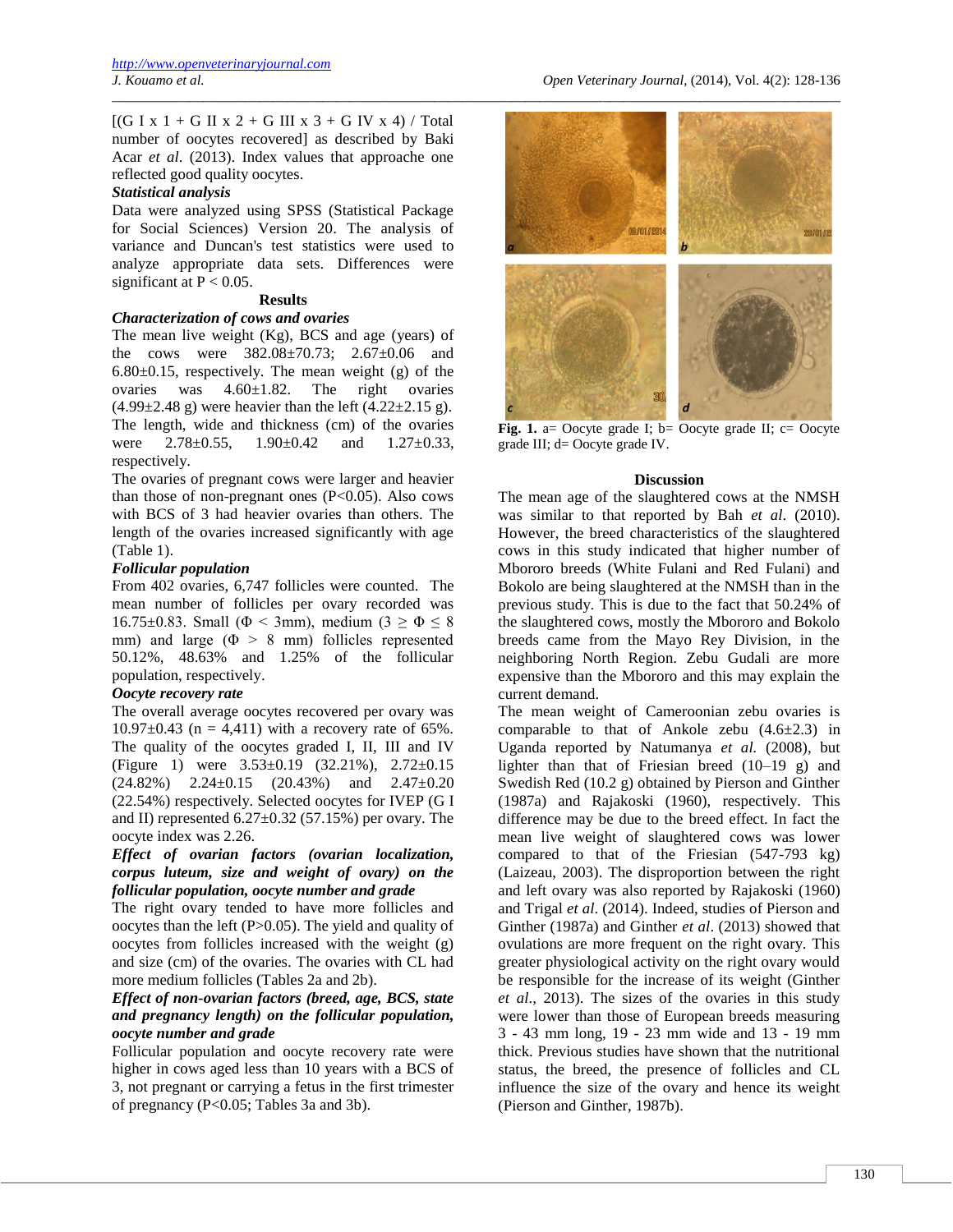[(G I x 1 + G II x 2 + G III x 3 + G IV x 4) / Total number of oocytes recovered] as described by Baki Acar *et al*. (2013). Index values that approache one reflected good quality oocytes.

***Statistical analysis***

Data were analyzed using SPSS (Statistical Package for Social Sciences) Version 20. The analysis of variance and Duncan's test statistics were used to analyze appropriate data sets. Differences were significant at $P < 0.05$.

## Results

***Characterization of cows and ovaries***

The mean live weight (Kg), BCS and age (years) of the cows were 382.08±70.73; 2.67±0.06 and 6.80±0.15, respectively. The mean weight (g) of the ovaries was 4.60±1.82. The right ovaries (4.99±2.48 g) were heavier than the left (4.22±2.15 g). The length, wide and thickness (cm) of the ovaries were 2.78±0.55, 1.90±0.42 and 1.27±0.33, respectively.

The ovaries of pregnant cows were larger and heavier than those of non-pregnant ones ($P<0.05$). Also cows with BCS of 3 had heavier ovaries than others. The length of the ovaries increased significantly with age (Table 1).

***Follicular population***

From 402 ovaries, 6,747 follicles were counted. The mean number of follicles per ovary recorded was 16.75±0.83. Small ($\Phi < 3$mm), medium ($3 \geq \Phi \leq 8$ mm) and large ($\Phi > 8$ mm) follicles represented 50.12%, 48.63% and 1.25% of the follicular population, respectively.

***Oocyte recovery rate***

The overall average oocytes recovered per ovary was 10.97±0.43 (n = 4,411) with a recovery rate of 65%. The quality of the oocytes graded I, II, III and IV (Figure 1) were 3.53±0.19 (32.21%), 2.72±0.15 (24.82%) 2.24±0.15 (20.43%) and 2.47±0.20 (22.54%) respectively. Selected oocytes for IVEP (G I and II) represented 6.27±0.32 (57.15%) per ovary. The oocyte index was 2.26.

***Effect of ovarian factors (ovarian localization, corpus luteum, size and weight of ovary) on the follicular population, oocyte number and grade***

The right ovary tended to have more follicles and oocytes than the left ($P>0.05$). The yield and quality of oocytes from follicles increased with the weight (g) and size (cm) of the ovaries. The ovaries with CL had more medium follicles (Tables 2a and 2b).

***Effect of non-ovarian factors (breed, age, BCS, state and pregnancy length) on the follicular population, oocyte number and grade***

Follicular population and oocyte recovery rate were higher in cows aged less than 10 years with a BCS of 3, not pregnant or carrying a fetus in the first trimester of pregnancy ($P<0.05$; Tables 3a and 3b).

**Fig. 1.** a= Oocyte grade I; b= Oocyte grade II; c= Oocyte grade III; d= Oocyte grade IV.

## Discussion

The mean age of the slaughtered cows at the NMSH was similar to that reported by Bah *et al*. (2010). However, the breed characteristics of the slaughtered cows in this study indicated that higher number of Mbororo breeds (White Fulani and Red Fulani) and Bokolo are being slaughtered at the NMSH than in the previous study. This is due to the fact that 50.24% of the slaughtered cows, mostly the Mbororo and Bokolo breeds came from the Mayo Rey Division, in the neighboring North Region. Zebu Gudali are more expensive than the Mbororo and this may explain the current demand.

The mean weight of Cameroonian zebu ovaries is comparable to that of Ankole zebu (4.6±2.3) in Uganda reported by Natumanya *et al.* (2008), but lighter than that of Friesian breed (10–19 g) and Swedish Red (10.2 g) obtained by Pierson and Ginther (1987a) and Rajakoski (1960), respectively. This difference may be due to the breed effect. In fact the mean live weight of slaughtered cows was lower compared to that of the Friesian (547-793 kg) (Laizeau, 2003). The disproportion between the right and left ovary was also reported by Rajakoski (1960) and Trigal *et al*. (2014). Indeed, studies of Pierson and Ginther (1987a) and Ginther *et al*. (2013) showed that ovulations are more frequent on the right ovary. This greater physiological activity on the right ovary would be responsible for the increase of its weight (Ginther *et al*., 2013). The sizes of the ovaries in this study were lower than those of European breeds measuring 3 - 43 mm long, 19 - 23 mm wide and 13 - 19 mm thick. Previous studies have shown that the nutritional status, the breed, the presence of follicles and CL influence the size of the ovary and hence its weight (Pierson and Ginther, 1987b).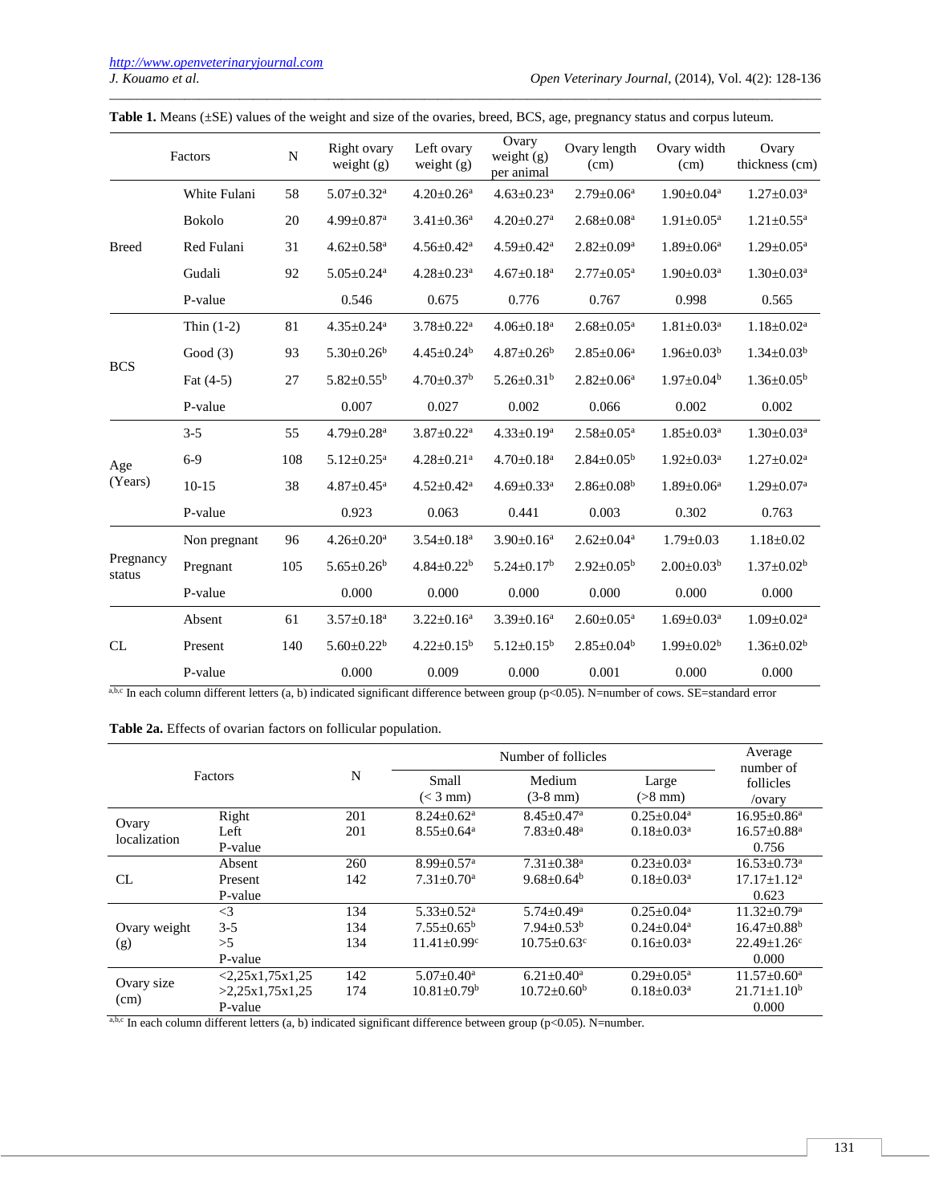**Table 1.** Means (±SE) values of the weight and size of the ovaries, breed, BCS, age, pregnancy status and corpus luteum.

| | Factors | N | Right ovary weight (g) | Left ovary weight (g) | Ovary weight (g) per animal | Ovary length (cm) | Ovary width (cm) | Ovary thickness (cm) |
|---|---|---|---|---|---|---|---|---|
| Breed | White Fulani | 58 | 5.07±0.32[a] | 4.20±0.26[a] | 4.63±0.23[a] | 2.79±0.06[a] | 1.90±0.04[a] | 1.27±0.03[a] |
| | Bokolo | 20 | 4.99±0.87[a] | 3.41±0.36[a] | 4.20±0.27[a] | 2.68±0.08[a] | 1.91±0.05[a] | 1.21±0.55[a] |
| | Red Fulani | 31 | 4.62±0.58[a] | 4.56±0.42[a] | 4.59±0.42[a] | 2.82±0.09[a] | 1.89±0.06[a] | 1.29±0.05[a] |
| | Gudali | 92 | 5.05±0.24[a] | 4.28±0.23[a] | 4.67±0.18[a] | 2.77±0.05[a] | 1.90±0.03[a] | 1.30±0.03[a] |
| | P-value | | 0.546 | 0.675 | 0.776 | 0.767 | 0.998 | 0.565 |
| BCS | Thin (1-2) | 81 | 4.35±0.24[a] | 3.78±0.22[a] | 4.06±0.18[a] | 2.68±0.05[a] | 1.81±0.03[a] | 1.18±0.02[a] |
| | Good (3) | 93 | 5.30±0.26[b] | 4.45±0.24[b] | 4.87±0.26[b] | 2.85±0.06[a] | 1.96±0.03[b] | 1.34±0.03[b] |
| | Fat (4-5) | 27 | 5.82±0.55[b] | 4.70±0.37[b] | 5.26±0.31[b] | 2.82±0.06[a] | 1.97±0.04[b] | 1.36±0.05[b] |
| | P-value | | 0.007 | 0.027 | 0.002 | 0.066 | 0.002 | 0.002 |
| Age (Years) | 3-5 | 55 | 4.79±0.28[a] | 3.87±0.22[a] | 4.33±0.19[a] | 2.58±0.05[a] | 1.85±0.03[a] | 1.30±0.03[a] |
| | 6-9 | 108 | 5.12±0.25[a] | 4.28±0.21[a] | 4.70±0.18[a] | 2.84±0.05[b] | 1.92±0.03[a] | 1.27±0.02[a] |
| | 10-15 | 38 | 4.87±0.45[a] | 4.52±0.42[a] | 4.69±0.33[a] | 2.86±0.08[b] | 1.89±0.06[a] | 1.29±0.07[a] |
| | P-value | | 0.923 | 0.063 | 0.441 | 0.003 | 0.302 | 0.763 |
| Pregnancy status | Non pregnant | 96 | 4.26±0.20[a] | 3.54±0.18[a] | 3.90±0.16[a] | 2.62±0.04[a] | 1.79±0.03 | 1.18±0.02 |
| | Pregnant | 105 | 5.65±0.26[b] | 4.84±0.22[b] | 5.24±0.17[b] | 2.92±0.05[b] | 2.00±0.03[b] | 1.37±0.02[b] |
| | P-value | | 0.000 | 0.000 | 0.000 | 0.000 | 0.000 | 0.000 |
| CL | Absent | 61 | 3.57±0.18[a] | 3.22±0.16[a] | 3.39±0.16[a] | 2.60±0.05[a] | 1.69±0.03[a] | 1.09±0.02[a] |
| | Present | 140 | 5.60±0.22[b] | 4.22±0.15[b] | 5.12±0.15[b] | 2.85±0.04[b] | 1.99±0.02[b] | 1.36±0.02[b] |
| | P-value | | 0.000 | 0.009 | 0.000 | 0.001 | 0.000 | 0.000 |

[a,b,c] In each column different letters (a, b) indicated significant difference between group (p<0.05). N=number of cows. SE=standard error

**Table 2a.** Effects of ovarian factors on follicular population.

| Factors | | N | Number of follicles | | | Average number of follicles /ovary |
|---|---|---|---|---|---|---|
| | | | Small (< 3 mm) | Medium (3-8 mm) | Large (>8 mm) | |
| Ovary localization | Right | 201 | 8.24±0.62[a] | 8.45±0.47[a] | 0.25±0.04[a] | 16.95±0.86[a] |
| | Left | 201 | 8.55±0.64[a] | 7.83±0.48[a] | 0.18±0.03[a] | 16.57±0.88[a] |
| | P-value | | | | | 0.756 |
| CL | Absent | 260 | 8.99±0.57[a] | 7.31±0.38[a] | 0.23±0.03[a] | 16.53±0.73[a] |
| | Present | 142 | 7.31±0.70[a] | 9.68±0.64[b] | 0.18±0.03[a] | 17.17±1.12[a] |
| | P-value | | | | | 0.623 |
| Ovary weight (g) | <3 | 134 | 5.33±0.52[a] | 5.74±0.49[a] | 0.25±0.04[a] | 11.32±0.79[a] |
| | 3-5 | 134 | 7.55±0.65[b] | 7.94±0.53[b] | 0.24±0.04[a] | 16.47±0.88[b] |
| | >5 | 134 | 11.41±0.99[c] | 10.75±0.63[c] | 0.16±0.03[a] | 22.49±1.26[c] |
| | P-value | | | | | 0.000 |
| Ovary size (cm) | <2,25x1,75x1,25 | 142 | 5.07±0.40[a] | 6.21±0.40[a] | 0.29±0.05[a] | 11.57±0.60[a] |
| | >2,25x1,75x1,25 | 174 | 10.81±0.79[b] | 10.72±0.60[b] | 0.18±0.03[a] | 21.71±1.10[b] |
| | P-value | | | | | 0.000 |

[a,b,c] In each column different letters (a, b) indicated significant difference between group (p<0.05). N=number.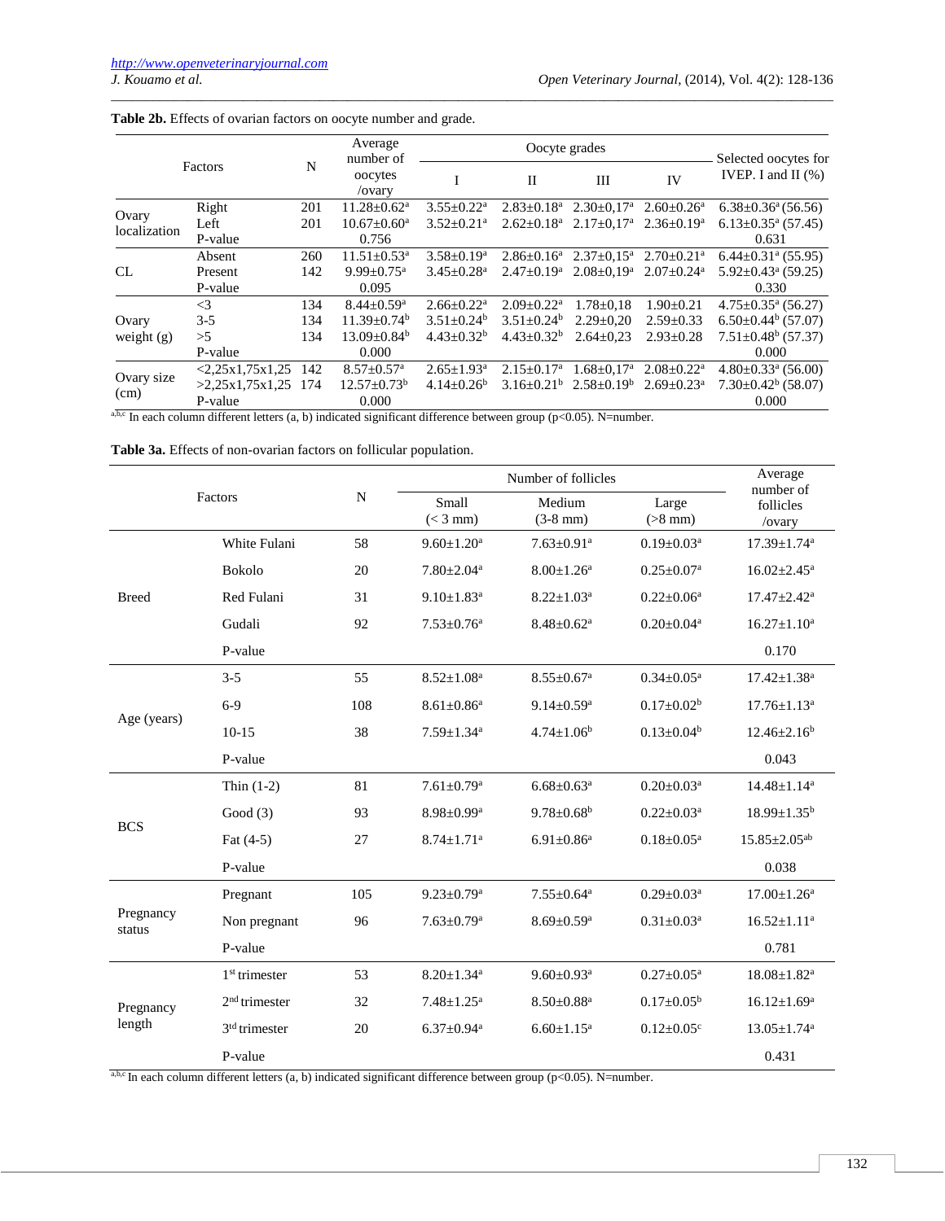**Table 2b.** Effects of ovarian factors on oocyte number and grade.

| Factors | | N | Average number of oocytes /ovary | Oocyte grades | | | | Selected oocytes for IVEP. I and II (%) |
|---|---|---|---|---|---|---|---|---|
| | | | | I | II | III | IV | |
| Ovary localization | Right | 201 | 11.28±0.62[a] | 3.55±0.22[a] | 2.83±0.18[a] | 2.30±0,17[a] | 2.60±0.26[a] | 6.38±0.36[a] (56.56) |
| | Left | 201 | 10.67±0.60[a] | 3.52±0.21[a] | 2.62±0.18[a] | 2.17±0,17[a] | 2.36±0.19[a] | 6.13±0.35[a] (57.45) |
| | P-value | | 0.756 | | | | | 0.631 |
| CL | Absent | 260 | 11.51±0.53[a] | 3.58±0.19[a] | 2.86±0.16[a] | 2.37±0,15[a] | 2.70±0.21[a] | 6.44±0.31[a] (55.95) |
| | Present | 142 | 9.99±0.75[a] | 3.45±0.28[a] | 2.47±0.19[a] | 2.08±0,19[a] | 2.07±0.24[a] | 5.92±0.43[a] (59.25) |
| | P-value | | 0.095 | | | | | 0.330 |
| Ovary weight (g) | <3 | 134 | 8.44±0.59[a] | 2.66±0.22[a] | 2.09±0.22[a] | 1.78±0,18 | 1.90±0.21 | 4.75±0.35[a] (56.27) |
| | 3-5 | 134 | 11.39±0.74[b] | 3.51±0.24[b] | 3.51±0.24[b] | 2.29±0,20 | 2.59±0.33 | 6.50±0.44[b] (57.07) |
| | >5 | 134 | 13.09±0.84[b] | 4.43±0.32[b] | 4.43±0.32[b] | 2.64±0,23 | 2.93±0.28 | 7.51±0.48[b] (57.37) |
| | P-value | | 0.000 | | | | | 0.000 |
| Ovary size (cm) | <2,25x1,75x1,25 | 142 | 8.57±0.57[a] | 2.65±1.93[a] | 2.15±0.17[a] | 1.68±0,17[a] | 2.08±0.22[a] | 4.80±0.33[a] (56.00) |
| | >2,25x1,75x1,25 | 174 | 12.57±0.73[b] | 4.14±0.26[b] | 3.16±0.21[b] | 2.58±0.19[b] | 2.69±0.23[a] | 7.30±0.42[b] (58.07) |
| | P-value | | 0.000 | | | | | 0.000 |

[a,b,c] In each column different letters (a, b) indicated significant difference between group (p<0.05). N=number.

**Table 3a.** Effects of non-ovarian factors on follicular population.

| Factors | | N | Number of follicles | | | Average number of follicles /ovary |
|---|---|---|---|---|---|---|
| | | | Small (< 3 mm) | Medium (3-8 mm) | Large (>8 mm) | |
| Breed | White Fulani | 58 | 9.60±1.20[a] | 7.63±0.91[a] | 0.19±0.03[a] | 17.39±1.74[a] |
| | Bokolo | 20 | 7.80±2.04[a] | 8.00±1.26[a] | 0.25±0.07[a] | 16.02±2.45[a] |
| | Red Fulani | 31 | 9.10±1.83[a] | 8.22±1.03[a] | 0.22±0.06[a] | 17.47±2.42[a] |
| | Gudali | 92 | 7.53±0.76[a] | 8.48±0.62[a] | 0.20±0.04[a] | 16.27±1.10[a] |
| | P-value | | | | | 0.170 |
| Age (years) | 3-5 | 55 | 8.52±1.08[a] | 8.55±0.67[a] | 0.34±0.05[a] | 17.42±1.38[a] |
| | 6-9 | 108 | 8.61±0.86[a] | 9.14±0.59[a] | 0.17±0.02[b] | 17.76±1.13[a] |
| | 10-15 | 38 | 7.59±1.34[a] | 4.74±1.06[b] | 0.13±0.04[b] | 12.46±2.16[b] |
| | P-value | | | | | 0.043 |
| BCS | Thin (1-2) | 81 | 7.61±0.79[a] | 6.68±0.63[a] | 0.20±0.03[a] | 14.48±1.14[a] |
| | Good (3) | 93 | 8.98±0.99[a] | 9.78±0.68[b] | 0.22±0.03[a] | 18.99±1.35[b] |
| | Fat (4-5) | 27 | 8.74±1.71[a] | 6.91±0.86[a] | 0.18±0.05[a] | 15.85±2.05[ab] |
| | P-value | | | | | 0.038 |
| Pregnancy status | Pregnant | 105 | 9.23±0.79[a] | 7.55±0.64[a] | 0.29±0.03[a] | 17.00±1.26[a] |
| | Non pregnant | 96 | 7.63±0.79[a] | 8.69±0.59[a] | 0.31±0.03[a] | 16.52±1.11[a] |
| | P-value | | | | | 0.781 |
| Pregnancy length | 1[st] trimester | 53 | 8.20±1.34[a] | 9.60±0.93[a] | 0.27±0.05[a] | 18.08±1.82[a] |
| | 2[nd] trimester | 32 | 7.48±1.25[a] | 8.50±0.88[a] | 0.17±0.05[b] | 16.12±1.69[a] |
| | 3[td] trimester | 20 | 6.37±0.94[a] | 6.60±1.15[a] | 0.12±0.05[c] | 13.05±1.74[a] |
| | P-value | | | | | 0.431 |

[a,b,c] In each column different letters (a, b) indicated significant difference between group (p<0.05). N=number.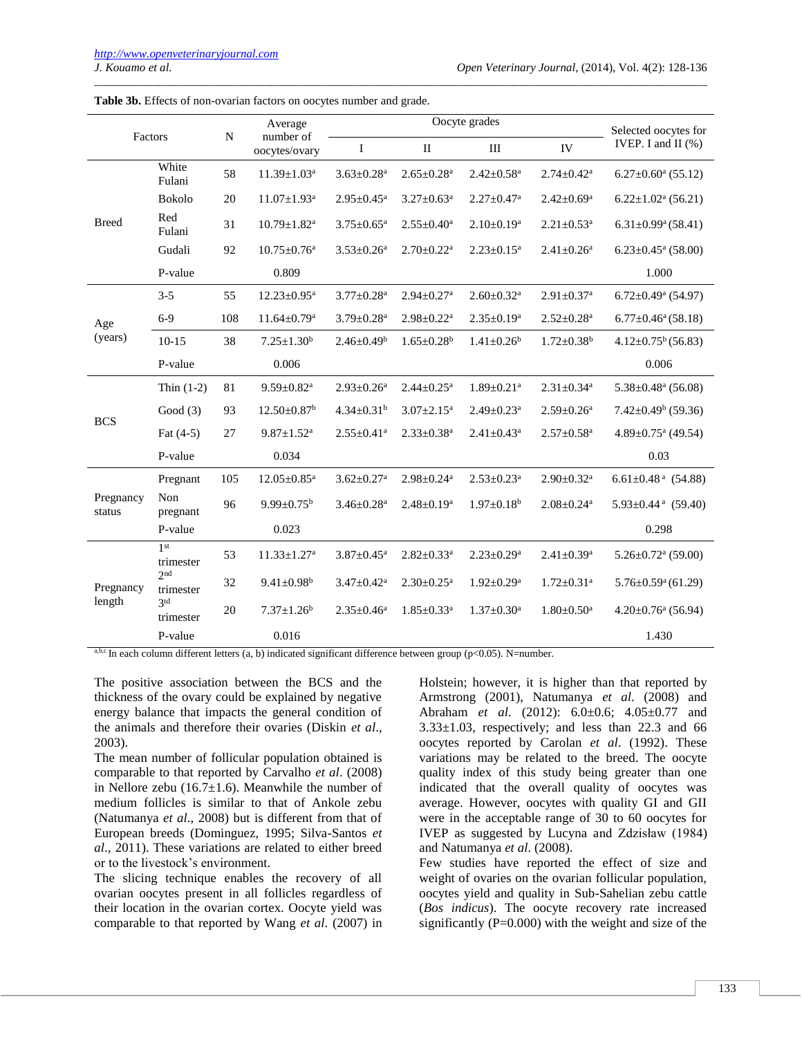**Table 3b.** Effects of non-ovarian factors on oocytes number and grade.

| Factors | | N | Average number of oocytes/ovary | Oocyte grades | | | | Selected oocytes for IVEP. I and II (%) |
|---|---|---|---|---|---|---|---|---|
| | | | | I | II | III | IV | |
| Breed | White Fulani | 58 | 11.39±1.03[a] | 3.63±0.28[a] | 2.65±0.28[a] | 2.42±0.58[a] | 2.74±0.42[a] | 6.27±0.60[a] (55.12) |
| | Bokolo | 20 | 11.07±1.93[a] | 2.95±0.45[a] | 3.27±0.63[a] | 2.27±0.47[a] | 2.42±0.69[a] | 6.22±1.02[a] (56.21) |
| | Red Fulani | 31 | 10.79±1.82[a] | 3.75±0.65[a] | 2.55±0.40[a] | 2.10±0.19[a] | 2.21±0.53[a] | 6.31±0.99[a] (58.41) |
| | Gudali | 92 | 10.75±0.76[a] | 3.53±0.26[a] | 2.70±0.22[a] | 2.23±0.15[a] | 2.41±0.26[a] | 6.23±0.45[a] (58.00) |
| | P-value | | 0.809 | | | | | 1.000 |
| Age (years) | 3-5 | 55 | 12.23±0.95[a] | 3.77±0.28[a] | 2.94±0.27[a] | 2.60±0.32[a] | 2.91±0.37[a] | 6.72±0.49[a] (54.97) |
| | 6-9 | 108 | 11.64±0.79[a] | 3.79±0.28[a] | 2.98±0.22[a] | 2.35±0.19[a] | 2.52±0.28[a] | 6.77±0.46[a] (58.18) |
| | 10-15 | 38 | 7.25±1.30[b] | 2.46±0.49[b] | 1.65±0.28[b] | 1.41±0.26[b] | 1.72±0.38[b] | 4.12±0.75[b] (56.83) |
| | P-value | | 0.006 | | | | | 0.006 |
| BCS | Thin (1-2) | 81 | 9.59±0.82[a] | 2.93±0.26[a] | 2.44±0.25[a] | 1.89±0.21[a] | 2.31±0.34[a] | 5.38±0.48[a] (56.08) |
| | Good (3) | 93 | 12.50±0.87[b] | 4.34±0.31[b] | 3.07±2.15[a] | 2.49±0.23[a] | 2.59±0.26[a] | 7.42±0.49[b] (59.36) |
| | Fat (4-5) | 27 | 9.87±1.52[a] | 2.55±0.41[a] | 2.33±0.38[a] | 2.41±0.43[a] | 2.57±0.58[a] | 4.89±0.75[a] (49.54) |
| | P-value | | 0.034 | | | | | 0.03 |
| Pregnancy status | Pregnant | 105 | 12.05±0.85[a] | 3.62±0.27[a] | 2.98±0.24[a] | 2.53±0.23[a] | 2.90±0.32[a] | 6.61±0.48[a] (54.88) |
| | Non pregnant | 96 | 9.99±0.75[b] | 3.46±0.28[a] | 2.48±0.19[a] | 1.97±0.18[b] | 2.08±0.24[a] | 5.93±0.44[a] (59.40) |
| | P-value | | 0.023 | | | | | 0.298 |
| Pregnancy length | 1st trimester | 53 | 11.33±1.27[a] | 3.87±0.45[a] | 2.82±0.33[a] | 2.23±0.29[a] | 2.41±0.39[a] | 5.26±0.72[a] (59.00) |
| | 2nd trimester | 32 | 9.41±0.98[b] | 3.47±0.42[a] | 2.30±0.25[a] | 1.92±0.29[a] | 1.72±0.31[a] | 5.76±0.59[a] (61.29) |
| | 3td trimester | 20 | 7.37±1.26[b] | 2.35±0.46[a] | 1.85±0.33[a] | 1.37±0.30[a] | 1.80±0.50[a] | 4.20±0.76[a] (56.94) |
| | P-value | | 0.016 | | | | | 1.430 |

[a,b,c] In each column different letters (a, b) indicated significant difference between group (p<0.05). N=number.

The positive association between the BCS and the thickness of the ovary could be explained by negative energy balance that impacts the general condition of the animals and therefore their ovaries (Diskin *et al*., 2003).

The mean number of follicular population obtained is comparable to that reported by Carvalho *et al*. (2008) in Nellore zebu (16.7±1.6). Meanwhile the number of medium follicles is similar to that of Ankole zebu (Natumanya *et al*., 2008) but is different from that of European breeds (Dominguez, 1995; Silva-Santos *et al*., 2011). These variations are related to either breed or to the livestock's environment.

The slicing technique enables the recovery of all ovarian oocytes present in all follicles regardless of their location in the ovarian cortex. Oocyte yield was comparable to that reported by Wang *et al*. (2007) in Holstein; however, it is higher than that reported by Armstrong (2001), Natumanya *et al.* (2008) and Abraham *et al*. (2012): 6.0±0.6; 4.05±0.77 and 3.33±1.03, respectively; and less than 22.3 and 66 oocytes reported by Carolan *et al*. (1992). These variations may be related to the breed. The oocyte quality index of this study being greater than one indicated that the overall quality of oocytes was average. However, oocytes with quality GI and GII were in the acceptable range of 30 to 60 oocytes for IVEP as suggested by Lucyna and Zdzisław (1984) and Natumanya *et al*. (2008).

Few studies have reported the effect of size and weight of ovaries on the ovarian follicular population, oocytes yield and quality in Sub-Sahelian zebu cattle (*Bos indicus*). The oocyte recovery rate increased significantly (P=0.000) with the weight and size of the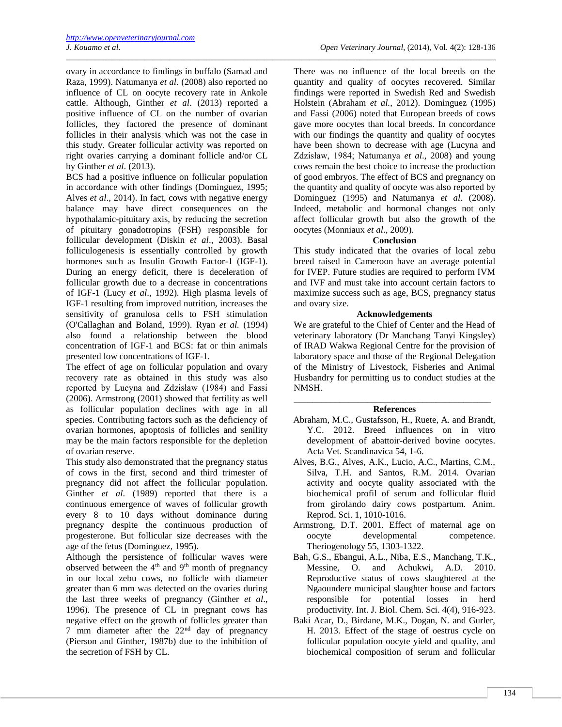ovary in accordance to findings in buffalo (Samad and Raza, 1999). Natumanya *et al*. (2008) also reported no influence of CL on oocyte recovery rate in Ankole cattle. Although, Ginther *et al*. (2013) reported a positive influence of CL on the number of ovarian follicles, they factored the presence of dominant follicles in their analysis which was not the case in this study. Greater follicular activity was reported on right ovaries carrying a dominant follicle and/or CL by Ginther *et al*. (2013).

BCS had a positive influence on follicular population in accordance with other findings (Dominguez, 1995; Alves *et al*., 2014). In fact, cows with negative energy balance may have direct consequences on the hypothalamic-pituitary axis, by reducing the secretion of pituitary gonadotropins (FSH) responsible for follicular development (Diskin *et al*., 2003). Basal folliculogenesis is essentially controlled by growth hormones such as Insulin Growth Factor-1 (IGF-1). During an energy deficit, there is deceleration of follicular growth due to a decrease in concentrations of IGF-1 (Lucy *et al*., 1992). High plasma levels of IGF-1 resulting from improved nutrition, increases the sensitivity of granulosa cells to FSH stimulation (O'Callaghan and Boland, 1999). Ryan *et al.* (1994) also found a relationship between the blood concentration of IGF-1 and BCS: fat or thin animals presented low concentrations of IGF-1.

The effect of age on follicular population and ovary recovery rate as obtained in this study was also reported by Lucyna and Zdzisław (1984) and Fassi (2006). Armstrong (2001) showed that fertility as well as follicular population declines with age in all species. Contributing factors such as the deficiency of ovarian hormones, apoptosis of follicles and senility may be the main factors responsible for the depletion of ovarian reserve.

This study also demonstrated that the pregnancy status of cows in the first, second and third trimester of pregnancy did not affect the follicular population. Ginther *et al*. (1989) reported that there is a continuous emergence of waves of follicular growth every 8 to 10 days without dominance during pregnancy despite the continuous production of progesterone. But follicular size decreases with the age of the fetus (Dominguez, 1995).

Although the persistence of follicular waves were observed between the 4th and 9th month of pregnancy in our local zebu cows, no follicle with diameter greater than 6 mm was detected on the ovaries during the last three weeks of pregnancy (Ginther *et al*., 1996). The presence of CL in pregnant cows has negative effect on the growth of follicles greater than 7 mm diameter after the 22nd day of pregnancy (Pierson and Ginther, 1987b) due to the inhibition of the secretion of FSH by CL.

There was no influence of the local breeds on the quantity and quality of oocytes recovered. Similar findings were reported in Swedish Red and Swedish Holstein (Abraham *et al.*, 2012). Dominguez (1995) and Fassi (2006) noted that European breeds of cows gave more oocytes than local breeds. In concordance with our findings the quantity and quality of oocytes have been shown to decrease with age (Lucyna and Zdzisław, 1984; Natumanya *et al*., 2008) and young cows remain the best choice to increase the production of good embryos. The effect of BCS and pregnancy on the quantity and quality of oocyte was also reported by Dominguez (1995) and Natumanya *et al*. (2008). Indeed, metabolic and hormonal changes not only affect follicular growth but also the growth of the oocytes (Monniaux *et al*., 2009).

## Conclusion

This study indicated that the ovaries of local zebu breed raised in Cameroon have an average potential for IVEP. Future studies are required to perform IVM and IVF and must take into account certain factors to maximize success such as age, BCS, pregnancy status and ovary size.

## Acknowledgements

We are grateful to the Chief of Center and the Head of veterinary laboratory (Dr Manchang Tanyi Kingsley) of IRAD Wakwa Regional Centre for the provision of laboratory space and those of the Regional Delegation of the Ministry of Livestock, Fisheries and Animal Husbandry for permitting us to conduct studies at the NMSH.

## References

Abraham, M.C., Gustafsson, H., Ruete, A. and Brandt, Y.C. 2012. Breed influences on in vitro development of abattoir-derived bovine oocytes. Acta Vet. Scandinavica 54, 1-6.

Alves, B.G., Alves, A.K., Lucio, A.C., Martins, C.M., Silva, T.H. and Santos, R.M. 2014. Ovarian activity and oocyte quality associated with the biochemical profil of serum and follicular fluid from girolando dairy cows postpartum. Anim. Reprod. Sci. 1, 1010-1016.

Armstrong, D.T. 2001. Effect of maternal age on oocyte developmental competence. Theriogenology 55, 1303-1322.

Bah, G.S., Ebangui, A.L., Niba, E.S., Manchang, T.K., Messine, O. and Achukwi, A.D. 2010. Reproductive status of cows slaughtered at the Ngaoundere municipal slaughter house and factors responsible for potential losses in herd productivity. Int. J. Biol. Chem. Sci. 4(4), 916-923.

Baki Acar, D., Birdane, M.K., Dogan, N. and Gurler, H. 2013. Effect of the stage of oestrus cycle on follicular population oocyte yield and quality, and biochemical composition of serum and follicular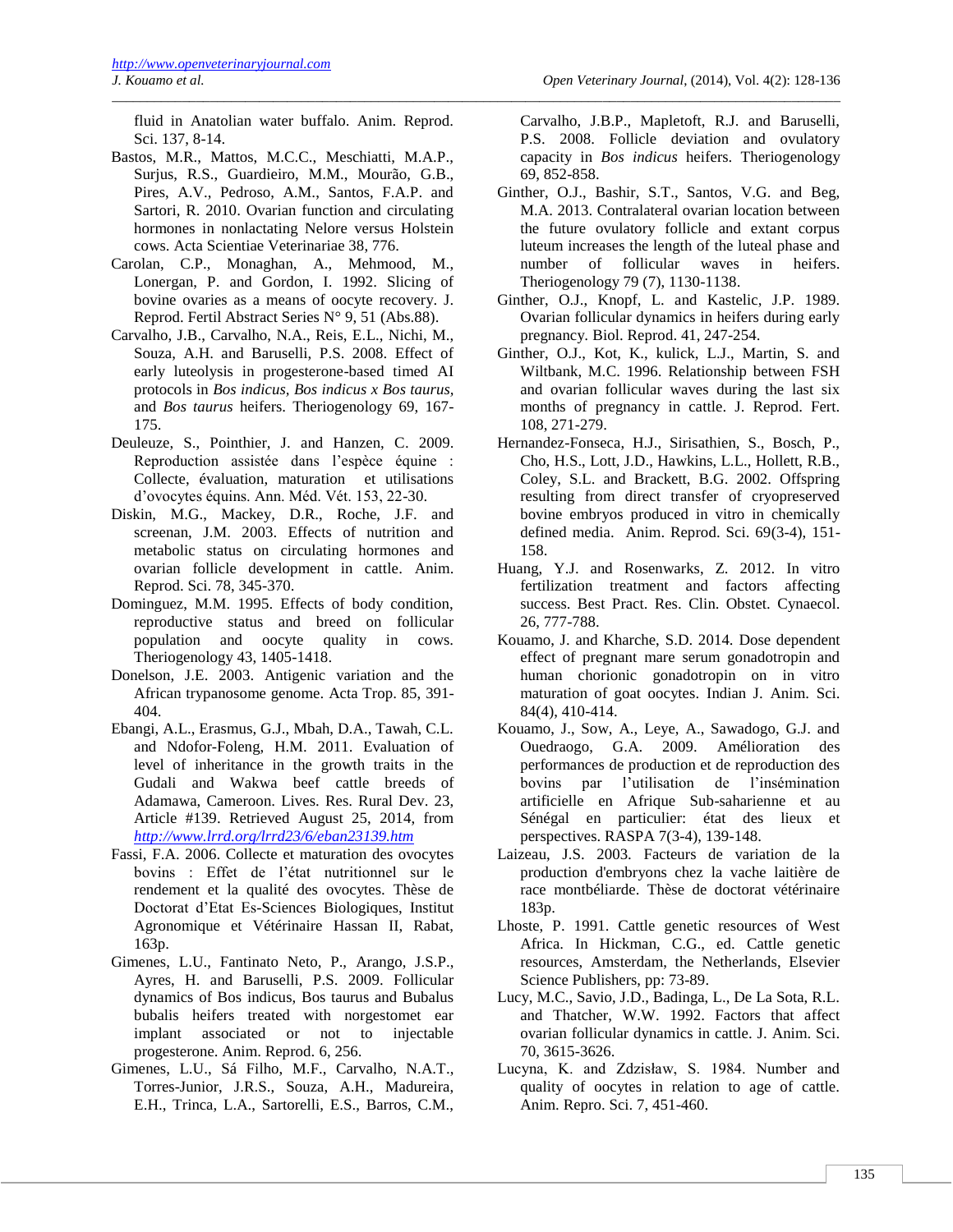fluid in Anatolian water buffalo. Anim. Reprod. Sci. 137, 8-14.

Bastos, M.R., Mattos, M.C.C., Meschiatti, M.A.P., Surjus, R.S., Guardieiro, M.M., Mourão, G.B., Pires, A.V., Pedroso, A.M., Santos, F.A.P. and Sartori, R. 2010. Ovarian function and circulating hormones in nonlactating Nelore versus Holstein cows. Acta Scientiae Veterinariae 38, 776.

Carolan, C.P., Monaghan, A., Mehmood, M., Lonergan, P. and Gordon, I. 1992. Slicing of bovine ovaries as a means of oocyte recovery. J. Reprod. Fertil Abstract Series N° 9, 51 (Abs.88).

Carvalho, J.B., Carvalho, N.A., Reis, E.L., Nichi, M., Souza, A.H. and Baruselli, P.S. 2008. Effect of early luteolysis in progesterone-based timed AI protocols in *Bos indicus*, *Bos indicus x Bos taurus*, and *Bos taurus* heifers. Theriogenology 69, 167-175.

Deuleuze, S., Pointhier, J. and Hanzen, C. 2009. Reproduction assistée dans l'espèce équine : Collecte, évaluation, maturation et utilisations d'ovocytes équins. Ann. Méd. Vét. 153, 22-30.

Diskin, M.G., Mackey, D.R., Roche, J.F. and screenan, J.M. 2003. Effects of nutrition and metabolic status on circulating hormones and ovarian follicle development in cattle. Anim. Reprod. Sci. 78, 345-370.

Dominguez, M.M. 1995. Effects of body condition, reproductive status and breed on follicular population and oocyte quality in cows. Theriogenology 43, 1405-1418.

Donelson, J.E. 2003. Antigenic variation and the African trypanosome genome. Acta Trop. 85, 391-404.

Ebangi, A.L., Erasmus, G.J., Mbah, D.A., Tawah, C.L. and Ndofor-Foleng, H.M. 2011. Evaluation of level of inheritance in the growth traits in the Gudali and Wakwa beef cattle breeds of Adamawa, Cameroon. Lives. Res. Rural Dev. 23, Article #139. Retrieved August 25, 2014, from http://www.lrrd.org/lrrd23/6/eban23139.htm

Fassi, F.A. 2006. Collecte et maturation des ovocytes bovins : Effet de l'état nutritionnel sur le rendement et la qualité des ovocytes. Thèse de Doctorat d'Etat Es-Sciences Biologiques, Institut Agronomique et Vétérinaire Hassan II, Rabat, 163p.

Gimenes, L.U., Fantinato Neto, P., Arango, J.S.P., Ayres, H. and Baruselli, P.S. 2009. Follicular dynamics of Bos indicus, Bos taurus and Bubalus bubalis heifers treated with norgestomet ear implant associated or not to injectable progesterone. Anim. Reprod. 6, 256.

Gimenes, L.U., Sá Filho, M.F., Carvalho, N.A.T., Torres-Junior, J.R.S., Souza, A.H., Madureira, E.H., Trinca, L.A., Sartorelli, E.S., Barros, C.M., Carvalho, J.B.P., Mapletoft, R.J. and Baruselli, P.S. 2008. Follicle deviation and ovulatory capacity in *Bos indicus* heifers. Theriogenology 69, 852-858.

Ginther, O.J., Bashir, S.T., Santos, V.G. and Beg, M.A. 2013. Contralateral ovarian location between the future ovulatory follicle and extant corpus luteum increases the length of the luteal phase and number of follicular waves in heifers. Theriogenology 79 (7), 1130-1138.

Ginther, O.J., Knopf, L. and Kastelic, J.P. 1989. Ovarian follicular dynamics in heifers during early pregnancy. Biol. Reprod. 41, 247-254.

Ginther, O.J., Kot, K., kulick, L.J., Martin, S. and Wiltbank, M.C. 1996. Relationship between FSH and ovarian follicular waves during the last six months of pregnancy in cattle. J. Reprod. Fert. 108, 271-279.

Hernandez-Fonseca, H.J., Sirisathien, S., Bosch, P., Cho, H.S., Lott, J.D., Hawkins, L.L., Hollett, R.B., Coley, S.L. and Brackett, B.G. 2002. Offspring resulting from direct transfer of cryopreserved bovine embryos produced in vitro in chemically defined media. Anim. Reprod. Sci. 69(3-4), 151-158.

Huang, Y.J. and Rosenwarks, Z. 2012. In vitro fertilization treatment and factors affecting success. Best Pract. Res. Clin. Obstet. Cynaecol. 26, 777-788.

Kouamo, J. and Kharche, S.D. 2014. Dose dependent effect of pregnant mare serum gonadotropin and human chorionic gonadotropin on in vitro maturation of goat oocytes. Indian J. Anim. Sci. 84(4), 410-414.

Kouamo, J., Sow, A., Leye, A., Sawadogo, G.J. and Ouedraogo, G.A. 2009. Amélioration des performances de production et de reproduction des bovins par l'utilisation de l'insémination artificielle en Afrique Sub-saharienne et au Sénégal en particulier: état des lieux et perspectives. RASPA 7(3-4), 139-148.

Laizeau, J.S. 2003. Facteurs de variation de la production d'embryons chez la vache laitière de race montbéliarde. Thèse de doctorat vétérinaire 183p.

Lhoste, P. 1991. Cattle genetic resources of West Africa. In Hickman, C.G., ed. Cattle genetic resources, Amsterdam, the Netherlands, Elsevier Science Publishers, pp: 73-89.

Lucy, M.C., Savio, J.D., Badinga, L., De La Sota, R.L. and Thatcher, W.W. 1992. Factors that affect ovarian follicular dynamics in cattle. J. Anim. Sci. 70, 3615-3626.

Lucyna, K. and Zdzisław, S. 1984. Number and quality of oocytes in relation to age of cattle. Anim. Repro. Sci. 7, 451-460.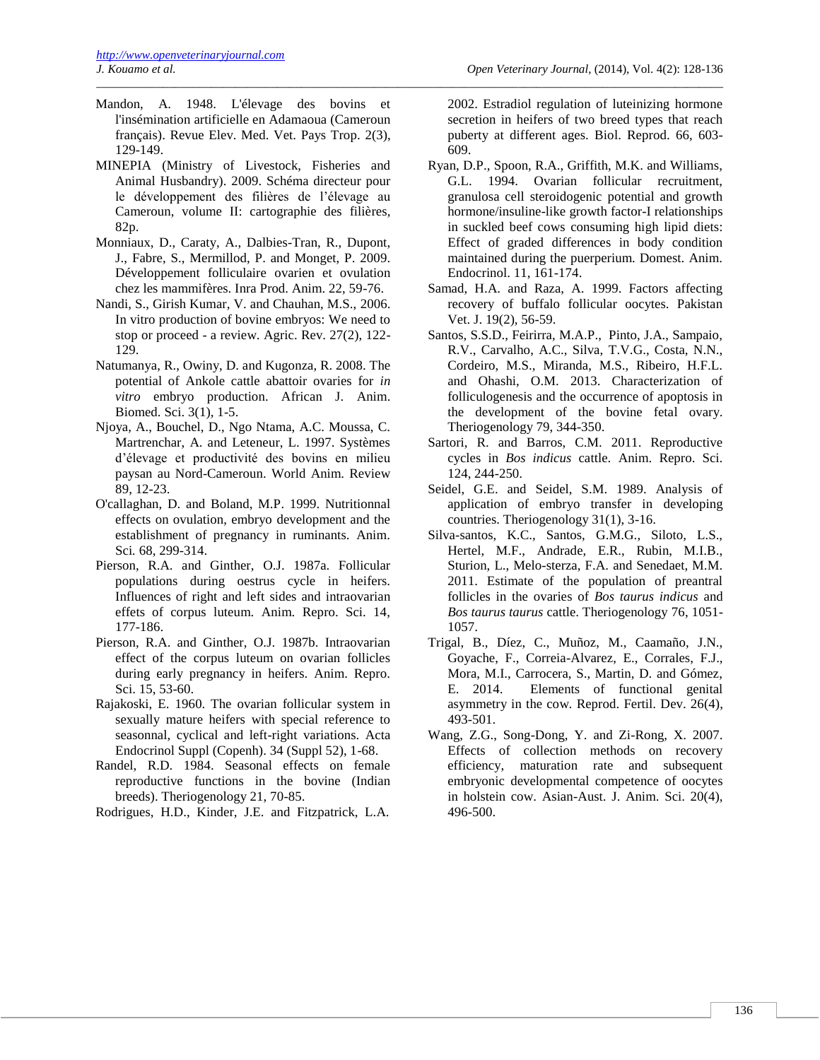Mandon, A. 1948. L'élevage des bovins et l'insémination artificielle en Adamaoua (Cameroun français). Revue Elev. Med. Vet. Pays Trop. 2(3), 129-149.

MINEPIA (Ministry of Livestock, Fisheries and Animal Husbandry). 2009. Schéma directeur pour le développement des filières de l'élevage au Cameroun, volume II: cartographie des filières, 82p.

Monniaux, D., Caraty, A., Dalbies-Tran, R., Dupont, J., Fabre, S., Mermillod, P. and Monget, P. 2009. Développement folliculaire ovarien et ovulation chez les mammifères. Inra Prod. Anim. 22, 59-76.

Nandi, S., Girish Kumar, V. and Chauhan, M.S., 2006. In vitro production of bovine embryos: We need to stop or proceed - a review. Agric. Rev. 27(2), 122-129.

Natumanya, R., Owiny, D. and Kugonza, R. 2008. The potential of Ankole cattle abattoir ovaries for *in vitro* embryo production. African J. Anim. Biomed. Sci. 3(1), 1-5.

Njoya, A., Bouchel, D., Ngo Ntama, A.C. Moussa, C. Martrenchar, A. and Leteneur, L. 1997. Systèmes d'élevage et productivité des bovins en milieu paysan au Nord-Cameroun. World Anim. Review 89, 12-23.

O'callaghan, D. and Boland, M.P. 1999. Nutritionnal effects on ovulation, embryo development and the establishment of pregnancy in ruminants. Anim. Sci. 68, 299-314.

Pierson, R.A. and Ginther, O.J. 1987a. Follicular populations during oestrus cycle in heifers. Influences of right and left sides and intraovarian effets of corpus luteum. Anim. Repro. Sci. 14, 177-186.

Pierson, R.A. and Ginther, O.J. 1987b. Intraovarian effect of the corpus luteum on ovarian follicles during early pregnancy in heifers. Anim. Repro. Sci. 15, 53-60.

Rajakoski, E. 1960. The ovarian follicular system in sexually mature heifers with special reference to seasonnal, cyclical and left-right variations. Acta Endocrinol Suppl (Copenh). 34 (Suppl 52), 1-68.

Randel, R.D. 1984. Seasonal effects on female reproductive functions in the bovine (Indian breeds). Theriogenology 21, 70-85.

Rodrigues, H.D., Kinder, J.E. and Fitzpatrick, L.A. 2002. Estradiol regulation of luteinizing hormone secretion in heifers of two breed types that reach puberty at different ages. Biol. Reprod. 66, 603-609.

Ryan, D.P., Spoon, R.A., Griffith, M.K. and Williams, G.L. 1994. Ovarian follicular recruitment, granulosa cell steroidogenic potential and growth hormone/insuline-like growth factor-I relationships in suckled beef cows consuming high lipid diets: Effect of graded differences in body condition maintained during the puerperium. Domest. Anim. Endocrinol. 11, 161-174.

Samad, H.A. and Raza, A. 1999. Factors affecting recovery of buffalo follicular oocytes. Pakistan Vet. J. 19(2), 56-59.

Santos, S.S.D., Feirirra, M.A.P., Pinto, J.A., Sampaio, R.V., Carvalho, A.C., Silva, T.V.G., Costa, N.N., Cordeiro, M.S., Miranda, M.S., Ribeiro, H.F.L. and Ohashi, O.M. 2013. Characterization of folliculogenesis and the occurrence of apoptosis in the development of the bovine fetal ovary. Theriogenology 79, 344-350.

Sartori, R. and Barros, C.M. 2011. Reproductive cycles in *Bos indicus* cattle. Anim. Repro. Sci. 124, 244-250.

Seidel, G.E. and Seidel, S.M. 1989. Analysis of application of embryo transfer in developing countries. Theriogenology 31(1), 3-16.

Silva-santos, K.C., Santos, G.M.G., Siloto, L.S., Hertel, M.F., Andrade, E.R., Rubin, M.I.B., Sturion, L., Melo-sterza, F.A. and Senedaet, M.M. 2011. Estimate of the population of preantral follicles in the ovaries of *Bos taurus indicus* and *Bos taurus taurus* cattle. Theriogenology 76, 1051-1057.

Trigal, B., Díez, C., Muñoz, M., Caamaño, J.N., Goyache, F., Correia-Alvarez, E., Corrales, F.J., Mora, M.I., Carrocera, S., Martin, D. and Gómez, E. 2014. Elements of functional genital asymmetry in the cow. Reprod. Fertil. Dev. 26(4), 493-501.

Wang, Z.G., Song-Dong, Y. and Zi-Rong, X. 2007. Effects of collection methods on recovery efficiency, maturation rate and subsequent embryonic developmental competence of oocytes in holstein cow. Asian-Aust. J. Anim. Sci. 20(4), 496-500.